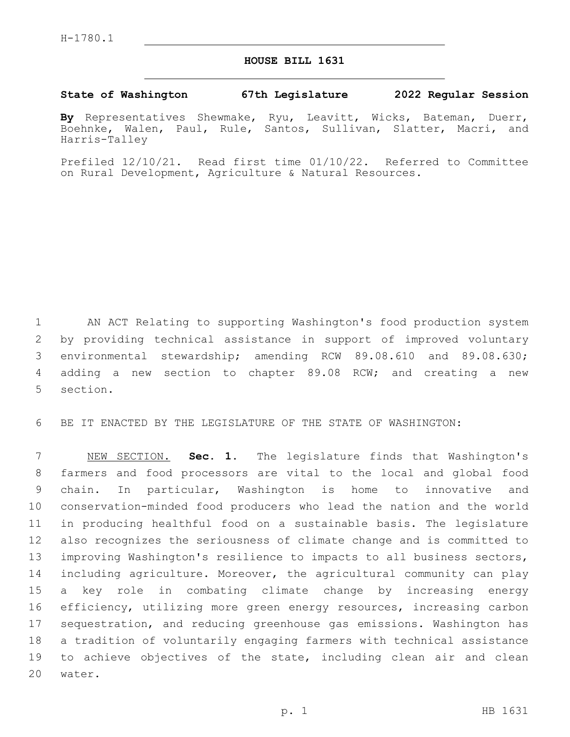H-1780.1

# HOUSE BILL 1631

**State of Washington 67th Legislature 2022 Regular Session**

**By** Representatives Shewmake, Ryu, Leavitt, Wicks, Bateman, Duerr, Boehnke, Walen, Paul, Rule, Santos, Sullivan, Slatter, Macri, and Harris-Talley

Prefiled 12/10/21. Read first time 01/10/22. Referred to Committee on Rural Development, Agriculture & Natural Resources.

AN ACT Relating to supporting Washington's food production system by providing technical assistance in support of improved voluntary environmental stewardship; amending RCW 89.08.610 and 89.08.630; adding a new section to chapter 89.08 RCW; and creating a new section.

BE IT ENACTED BY THE LEGISLATURE OF THE STATE OF WASHINGTON:

NEW SECTION. **Sec. 1.** The legislature finds that Washington's farmers and food processors are vital to the local and global food chain. In particular, Washington is home to innovative and conservation-minded food producers who lead the nation and the world in producing healthful food on a sustainable basis. The legislature also recognizes the seriousness of climate change and is committed to improving Washington's resilience to impacts to all business sectors, including agriculture. Moreover, the agricultural community can play a key role in combating climate change by increasing energy efficiency, utilizing more green energy resources, increasing carbon sequestration, and reducing greenhouse gas emissions. Washington has a tradition of voluntarily engaging farmers with technical assistance to achieve objectives of the state, including clean air and clean water.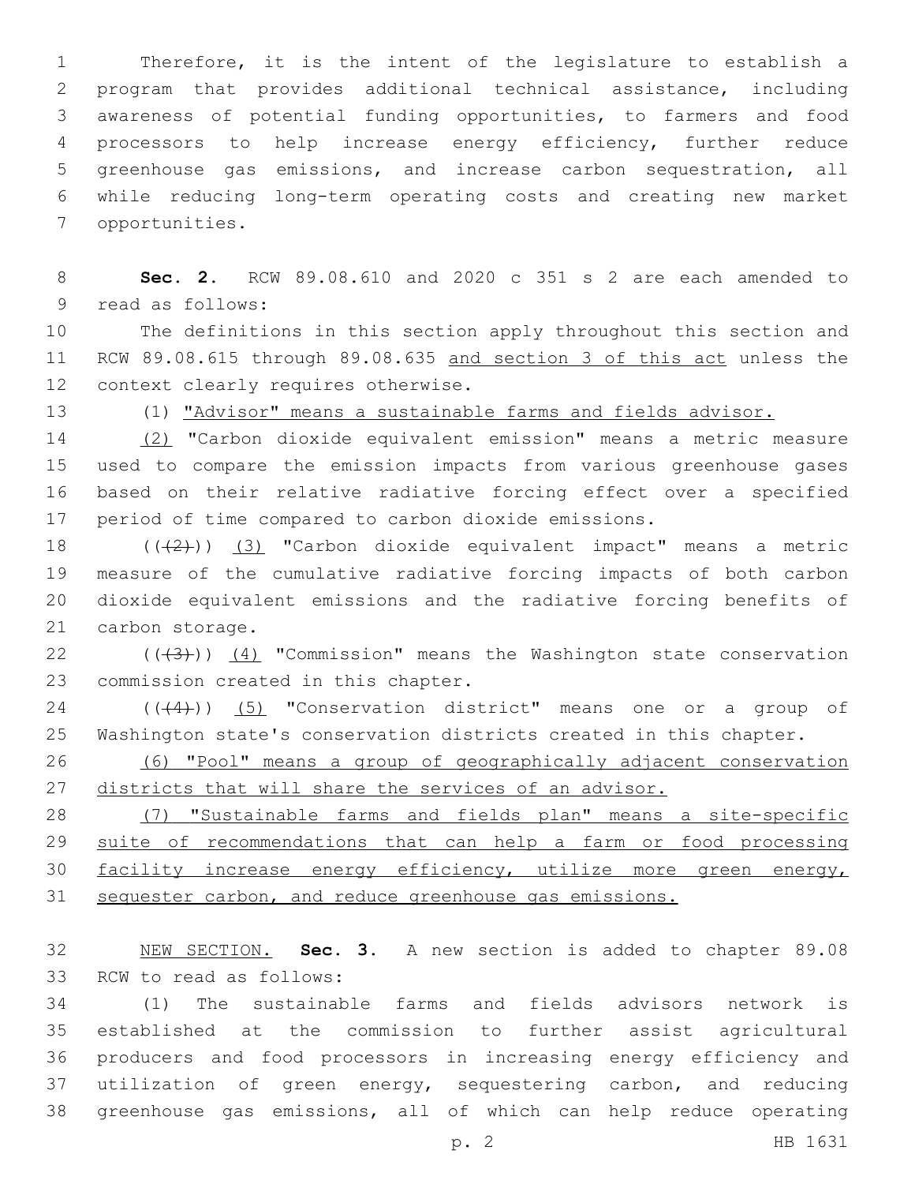Therefore, it is the intent of the legislature to establish a program that provides additional technical assistance, including awareness of potential funding opportunities, to farmers and food processors to help increase energy efficiency, further reduce greenhouse gas emissions, and increase carbon sequestration, all while reducing long-term operating costs and creating new market opportunities.

**Sec. 2.** RCW 89.08.610 and 2020 c 351 s 2 are each amended to read as follows:

The definitions in this section apply throughout this section and RCW 89.08.615 through 89.08.635 <u>and section 3 of this act</u> unless the context clearly requires otherwise.

(1) <u>"Advisor" means a sustainable farms and fields advisor.</u>

<u>(2)</u> "Carbon dioxide equivalent emission" means a metric measure used to compare the emission impacts from various greenhouse gases based on their relative radiative forcing effect over a specified period of time compared to carbon dioxide emissions.

((~~(2)~~)) <u>(3)</u> "Carbon dioxide equivalent impact" means a metric measure of the cumulative radiative forcing impacts of both carbon dioxide equivalent emissions and the radiative forcing benefits of carbon storage.

((~~(3)~~)) <u>(4)</u> "Commission" means the Washington state conservation commission created in this chapter.

((~~(4)~~)) <u>(5)</u> "Conservation district" means one or a group of Washington state's conservation districts created in this chapter.

<u>(6) "Pool" means a group of geographically adjacent conservation districts that will share the services of an advisor.</u>

<u>(7) "Sustainable farms and fields plan" means a site-specific suite of recommendations that can help a farm or food processing facility increase energy efficiency, utilize more green energy, sequester carbon, and reduce greenhouse gas emissions.</u>

<u>NEW SECTION.</u> **Sec. 3.** A new section is added to chapter 89.08 RCW to read as follows:

(1) The sustainable farms and fields advisors network is established at the commission to further assist agricultural producers and food processors in increasing energy efficiency and utilization of green energy, sequestering carbon, and reducing greenhouse gas emissions, all of which can help reduce operating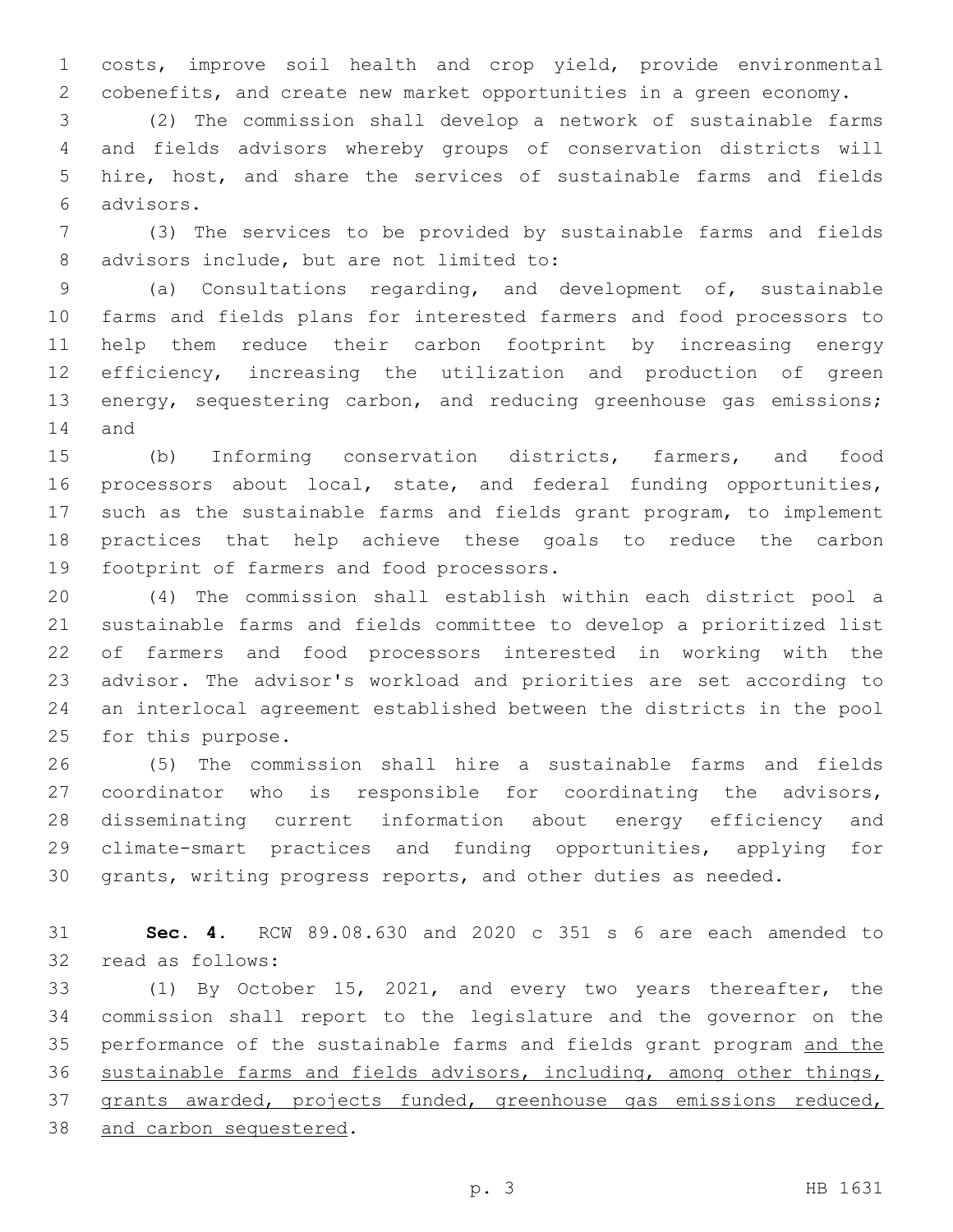costs, improve soil health and crop yield, provide environmental cobenefits, and create new market opportunities in a green economy.

(2) The commission shall develop a network of sustainable farms and fields advisors whereby groups of conservation districts will hire, host, and share the services of sustainable farms and fields advisors.

(3) The services to be provided by sustainable farms and fields advisors include, but are not limited to:

(a) Consultations regarding, and development of, sustainable farms and fields plans for interested farmers and food processors to help them reduce their carbon footprint by increasing energy efficiency, increasing the utilization and production of green energy, sequestering carbon, and reducing greenhouse gas emissions; and

(b) Informing conservation districts, farmers, and food processors about local, state, and federal funding opportunities, such as the sustainable farms and fields grant program, to implement practices that help achieve these goals to reduce the carbon footprint of farmers and food processors.

(4) The commission shall establish within each district pool a sustainable farms and fields committee to develop a prioritized list of farmers and food processors interested in working with the advisor. The advisor's workload and priorities are set according to an interlocal agreement established between the districts in the pool for this purpose.

(5) The commission shall hire a sustainable farms and fields coordinator who is responsible for coordinating the advisors, disseminating current information about energy efficiency and climate-smart practices and funding opportunities, applying for grants, writing progress reports, and other duties as needed.

**Sec. 4.** RCW 89.08.630 and 2020 c 351 s 6 are each amended to read as follows:

(1) By October 15, 2021, and every two years thereafter, the commission shall report to the legislature and the governor on the performance of the sustainable farms and fields grant program <u>and the sustainable farms and fields advisors, including, among other things, grants awarded, projects funded, greenhouse gas emissions reduced, and carbon sequestered</u>.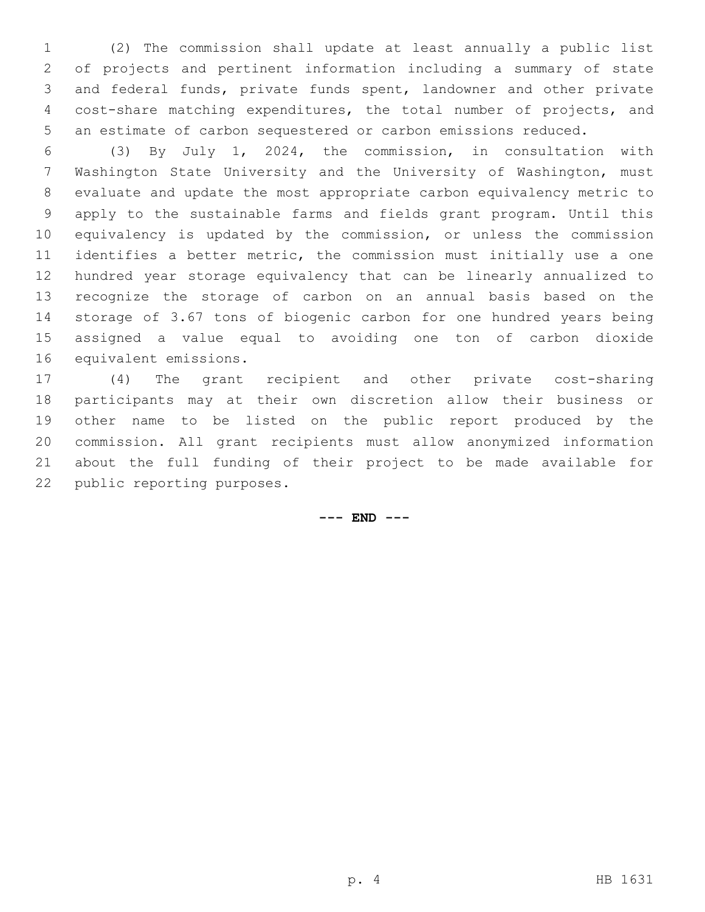(2) The commission shall update at least annually a public list of projects and pertinent information including a summary of state and federal funds, private funds spent, landowner and other private cost-share matching expenditures, the total number of projects, and an estimate of carbon sequestered or carbon emissions reduced.

(3) By July 1, 2024, the commission, in consultation with Washington State University and the University of Washington, must evaluate and update the most appropriate carbon equivalency metric to apply to the sustainable farms and fields grant program. Until this equivalency is updated by the commission, or unless the commission identifies a better metric, the commission must initially use a one hundred year storage equivalency that can be linearly annualized to recognize the storage of carbon on an annual basis based on the storage of 3.67 tons of biogenic carbon for one hundred years being assigned a value equal to avoiding one ton of carbon dioxide equivalent emissions.

(4) The grant recipient and other private cost-sharing participants may at their own discretion allow their business or other name to be listed on the public report produced by the commission. All grant recipients must allow anonymized information about the full funding of their project to be made available for public reporting purposes.

**--- END ---**